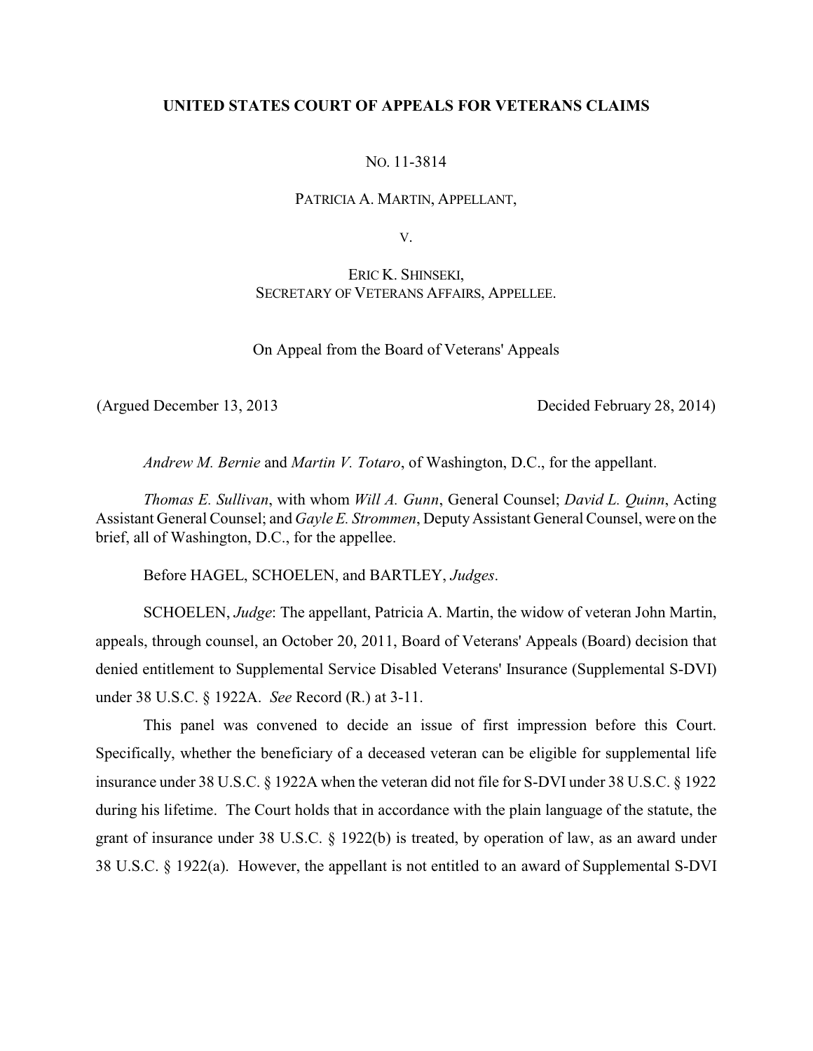**UNITED STATES COURT OF APPEALS FOR VETERANS CLAIMS**

NO. 11-3814

PATRICIA A. MARTIN, APPELLANT,

V.

ERIC K. SHINSEKI,
SECRETARY OF VETERANS AFFAIRS, APPELLEE.

On Appeal from the Board of Veterans' Appeals

(Argued December 13, 2013 — Decided February 28, 2014)

*Andrew M. Bernie* and *Martin V. Totaro*, of Washington, D.C., for the appellant.

*Thomas E. Sullivan*, with whom *Will A. Gunn*, General Counsel; *David L. Quinn*, Acting Assistant General Counsel; and *Gayle E. Strommen*, Deputy Assistant General Counsel, were on the brief, all of Washington, D.C., for the appellee.

Before HAGEL, SCHOELEN, and BARTLEY, *Judges*.

SCHOELEN, *Judge*: The appellant, Patricia A. Martin, the widow of veteran John Martin, appeals, through counsel, an October 20, 2011, Board of Veterans' Appeals (Board) decision that denied entitlement to Supplemental Service Disabled Veterans' Insurance (Supplemental S-DVI) under 38 U.S.C. § 1922A. *See* Record (R.) at 3-11.

This panel was convened to decide an issue of first impression before this Court. Specifically, whether the beneficiary of a deceased veteran can be eligible for supplemental life insurance under 38 U.S.C. § 1922A when the veteran did not file for S-DVI under 38 U.S.C. § 1922 during his lifetime. The Court holds that in accordance with the plain language of the statute, the grant of insurance under 38 U.S.C. § 1922(b) is treated, by operation of law, as an award under 38 U.S.C. § 1922(a). However, the appellant is not entitled to an award of Supplemental S-DVI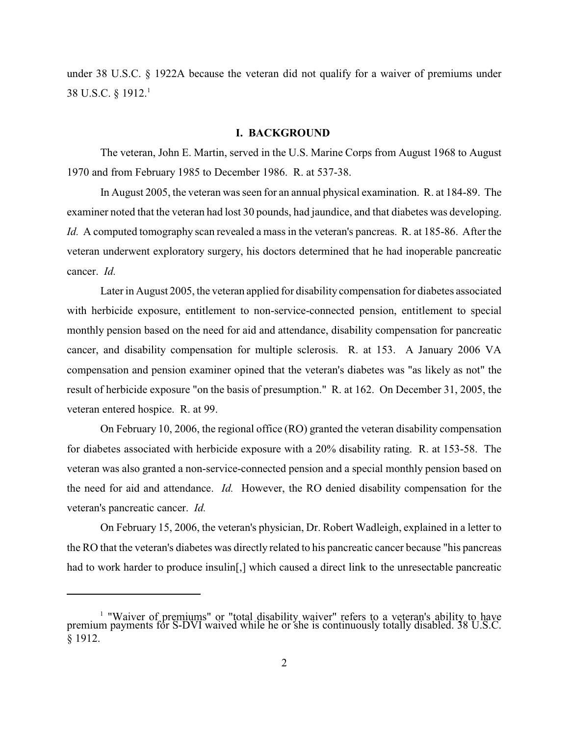under 38 U.S.C. § 1922A because the veteran did not qualify for a waiver of premiums under 38 U.S.C. § 1912.[1]

## I. BACKGROUND

The veteran, John E. Martin, served in the U.S. Marine Corps from August 1968 to August 1970 and from February 1985 to December 1986. R. at 537-38.

In August 2005, the veteran was seen for an annual physical examination. R. at 184-89. The examiner noted that the veteran had lost 30 pounds, had jaundice, and that diabetes was developing. *Id.* A computed tomography scan revealed a mass in the veteran's pancreas. R. at 185-86. After the veteran underwent exploratory surgery, his doctors determined that he had inoperable pancreatic cancer. *Id.*

Later in August 2005, the veteran applied for disability compensation for diabetes associated with herbicide exposure, entitlement to non-service-connected pension, entitlement to special monthly pension based on the need for aid and attendance, disability compensation for pancreatic cancer, and disability compensation for multiple sclerosis. R. at 153. A January 2006 VA compensation and pension examiner opined that the veteran's diabetes was "as likely as not" the result of herbicide exposure "on the basis of presumption." R. at 162. On December 31, 2005, the veteran entered hospice. R. at 99.

On February 10, 2006, the regional office (RO) granted the veteran disability compensation for diabetes associated with herbicide exposure with a 20% disability rating. R. at 153-58. The veteran was also granted a non-service-connected pension and a special monthly pension based on the need for aid and attendance. *Id.* However, the RO denied disability compensation for the veteran's pancreatic cancer. *Id.*

On February 15, 2006, the veteran's physician, Dr. Robert Wadleigh, explained in a letter to the RO that the veteran's diabetes was directly related to his pancreatic cancer because "his pancreas had to work harder to produce insulin[,] which caused a direct link to the unresectable pancreatic

---

[1] "Waiver of premiums" or "total disability waiver" refers to a veteran's ability to have premium payments for S-DVI waived while he or she is continuously totally disabled. 38 U.S.C. § 1912.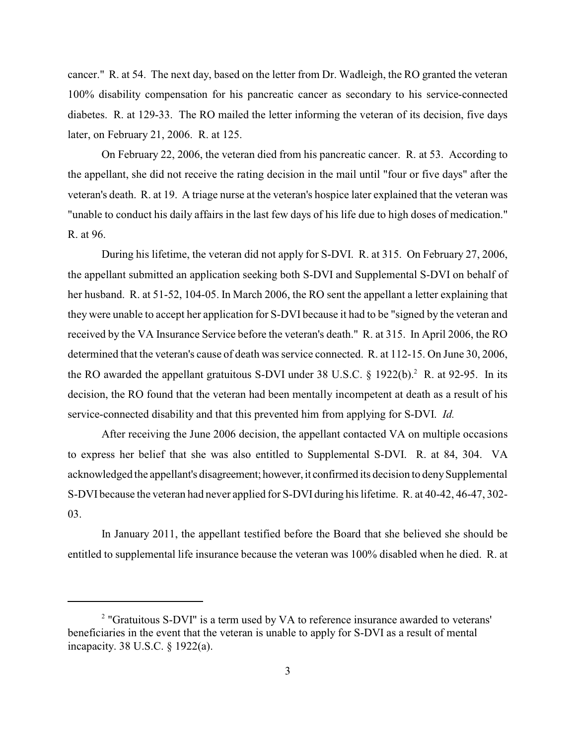cancer." R. at 54. The next day, based on the letter from Dr. Wadleigh, the RO granted the veteran 100% disability compensation for his pancreatic cancer as secondary to his service-connected diabetes. R. at 129-33. The RO mailed the letter informing the veteran of its decision, five days later, on February 21, 2006. R. at 125.

On February 22, 2006, the veteran died from his pancreatic cancer. R. at 53. According to the appellant, she did not receive the rating decision in the mail until "four or five days" after the veteran's death. R. at 19. A triage nurse at the veteran's hospice later explained that the veteran was "unable to conduct his daily affairs in the last few days of his life due to high doses of medication." R. at 96.

During his lifetime, the veteran did not apply for S-DVI. R. at 315. On February 27, 2006, the appellant submitted an application seeking both S-DVI and Supplemental S-DVI on behalf of her husband. R. at 51-52, 104-05. In March 2006, the RO sent the appellant a letter explaining that they were unable to accept her application for S-DVI because it had to be "signed by the veteran and received by the VA Insurance Service before the veteran's death." R. at 315. In April 2006, the RO determined that the veteran's cause of death was service connected. R. at 112-15. On June 30, 2006, the RO awarded the appellant gratuitous S-DVI under 38 U.S.C. § 1922(b).[2] R. at 92-95. In its decision, the RO found that the veteran had been mentally incompetent at death as a result of his service-connected disability and that this prevented him from applying for S-DVI. *Id.*

After receiving the June 2006 decision, the appellant contacted VA on multiple occasions to express her belief that she was also entitled to Supplemental S-DVI. R. at 84, 304. VA acknowledged the appellant's disagreement; however, it confirmed its decision to deny Supplemental S-DVI because the veteran had never applied for S-DVI during his lifetime. R. at 40-42, 46-47, 302-03.

In January 2011, the appellant testified before the Board that she believed she should be entitled to supplemental life insurance because the veteran was 100% disabled when he died. R. at

---

[2] "Gratuitous S-DVI" is a term used by VA to reference insurance awarded to veterans' beneficiaries in the event that the veteran is unable to apply for S-DVI as a result of mental incapacity. 38 U.S.C. § 1922(a).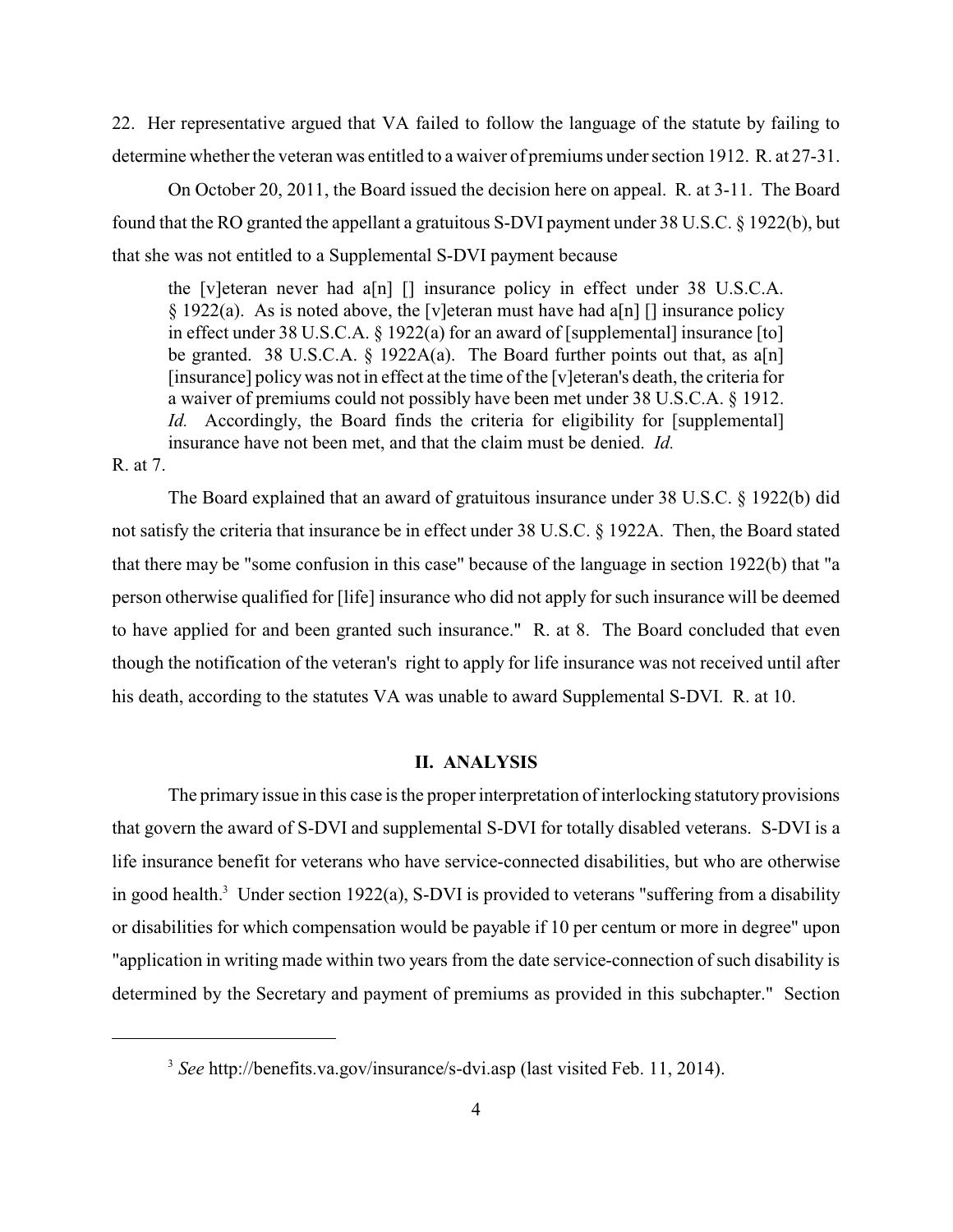22. Her representative argued that VA failed to follow the language of the statute by failing to determine whether the veteran was entitled to a waiver of premiums under section 1912. R. at 27-31.

On October 20, 2011, the Board issued the decision here on appeal. R. at 3-11. The Board found that the RO granted the appellant a gratuitous S-DVI payment under 38 U.S.C. § 1922(b), but that she was not entitled to a Supplemental S-DVI payment because

> the [v]eteran never had a[n] [] insurance policy in effect under 38 U.S.C.A. § 1922(a). As is noted above, the [v]eteran must have had a[n] [] insurance policy in effect under 38 U.S.C.A. § 1922(a) for an award of [supplemental] insurance [to] be granted. 38 U.S.C.A. § 1922A(a). The Board further points out that, as a[n] [insurance] policy was not in effect at the time of the [v]eteran's death, the criteria for a waiver of premiums could not possibly have been met under 38 U.S.C.A. § 1912. *Id.* Accordingly, the Board finds the criteria for eligibility for [supplemental] insurance have not been met, and that the claim must be denied. *Id.*

R. at 7.

The Board explained that an award of gratuitous insurance under 38 U.S.C. § 1922(b) did not satisfy the criteria that insurance be in effect under 38 U.S.C. § 1922A. Then, the Board stated that there may be "some confusion in this case" because of the language in section 1922(b) that "a person otherwise qualified for [life] insurance who did not apply for such insurance will be deemed to have applied for and been granted such insurance." R. at 8. The Board concluded that even though the notification of the veteran's right to apply for life insurance was not received until after his death, according to the statutes VA was unable to award Supplemental S-DVI. R. at 10.

## II. ANALYSIS

The primary issue in this case is the proper interpretation of interlocking statutory provisions that govern the award of S-DVI and supplemental S-DVI for totally disabled veterans. S-DVI is a life insurance benefit for veterans who have service-connected disabilities, but who are otherwise in good health.[3] Under section 1922(a), S-DVI is provided to veterans "suffering from a disability or disabilities for which compensation would be payable if 10 per centum or more in degree" upon "application in writing made within two years from the date service-connection of such disability is determined by the Secretary and payment of premiums as provided in this subchapter." Section

[3] *See* http://benefits.va.gov/insurance/s-dvi.asp (last visited Feb. 11, 2014).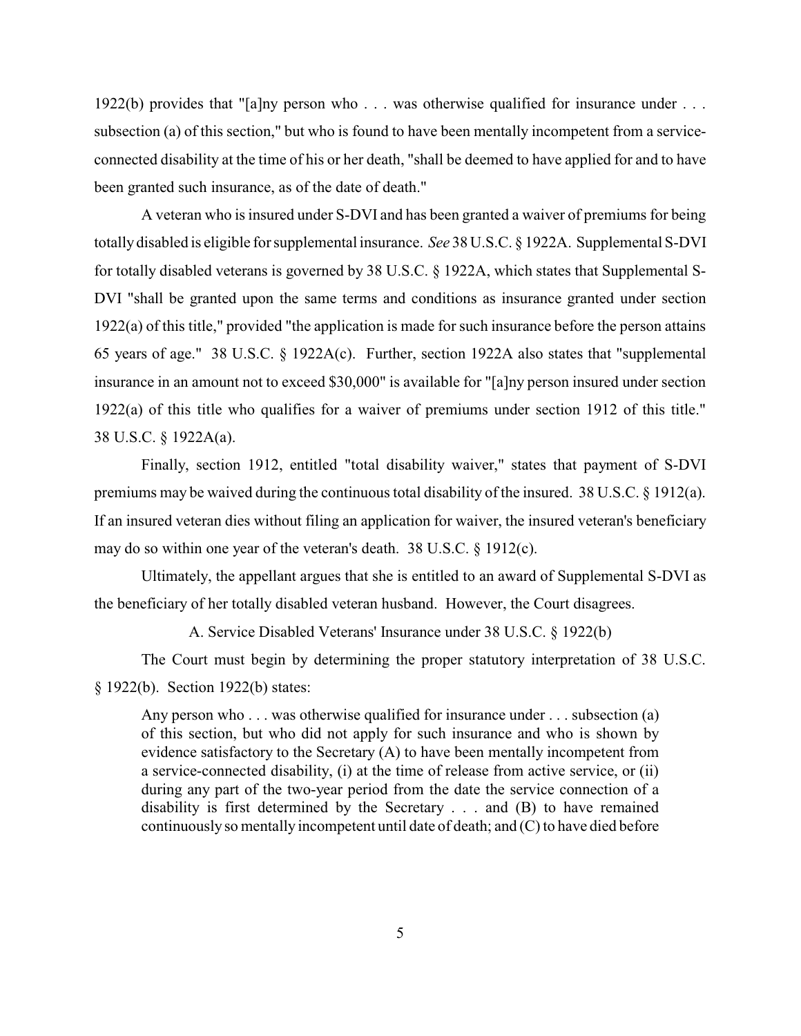1922(b) provides that "[a]ny person who . . . was otherwise qualified for insurance under . . . subsection (a) of this section," but who is found to have been mentally incompetent from a service-connected disability at the time of his or her death, "shall be deemed to have applied for and to have been granted such insurance, as of the date of death."

A veteran who is insured under S-DVI and has been granted a waiver of premiums for being totally disabled is eligible for supplemental insurance. *See* 38 U.S.C. § 1922A. Supplemental S-DVI for totally disabled veterans is governed by 38 U.S.C. § 1922A, which states that Supplemental S-DVI "shall be granted upon the same terms and conditions as insurance granted under section 1922(a) of this title," provided "the application is made for such insurance before the person attains 65 years of age." 38 U.S.C. § 1922A(c). Further, section 1922A also states that "supplemental insurance in an amount not to exceed $30,000" is available for "[a]ny person insured under section 1922(a) of this title who qualifies for a waiver of premiums under section 1912 of this title." 38 U.S.C. § 1922A(a).

Finally, section 1912, entitled "total disability waiver," states that payment of S-DVI premiums may be waived during the continuous total disability of the insured. 38 U.S.C. § 1912(a). If an insured veteran dies without filing an application for waiver, the insured veteran's beneficiary may do so within one year of the veteran's death. 38 U.S.C. § 1912(c).

Ultimately, the appellant argues that she is entitled to an award of Supplemental S-DVI as the beneficiary of her totally disabled veteran husband. However, the Court disagrees.

## A. Service Disabled Veterans' Insurance under 38 U.S.C. § 1922(b)

The Court must begin by determining the proper statutory interpretation of 38 U.S.C. § 1922(b). Section 1922(b) states:

> Any person who . . . was otherwise qualified for insurance under . . . subsection (a) of this section, but who did not apply for such insurance and who is shown by evidence satisfactory to the Secretary (A) to have been mentally incompetent from a service-connected disability, (i) at the time of release from active service, or (ii) during any part of the two-year period from the date the service connection of a disability is first determined by the Secretary . . . and (B) to have remained continuously so mentally incompetent until date of death; and (C) to have died before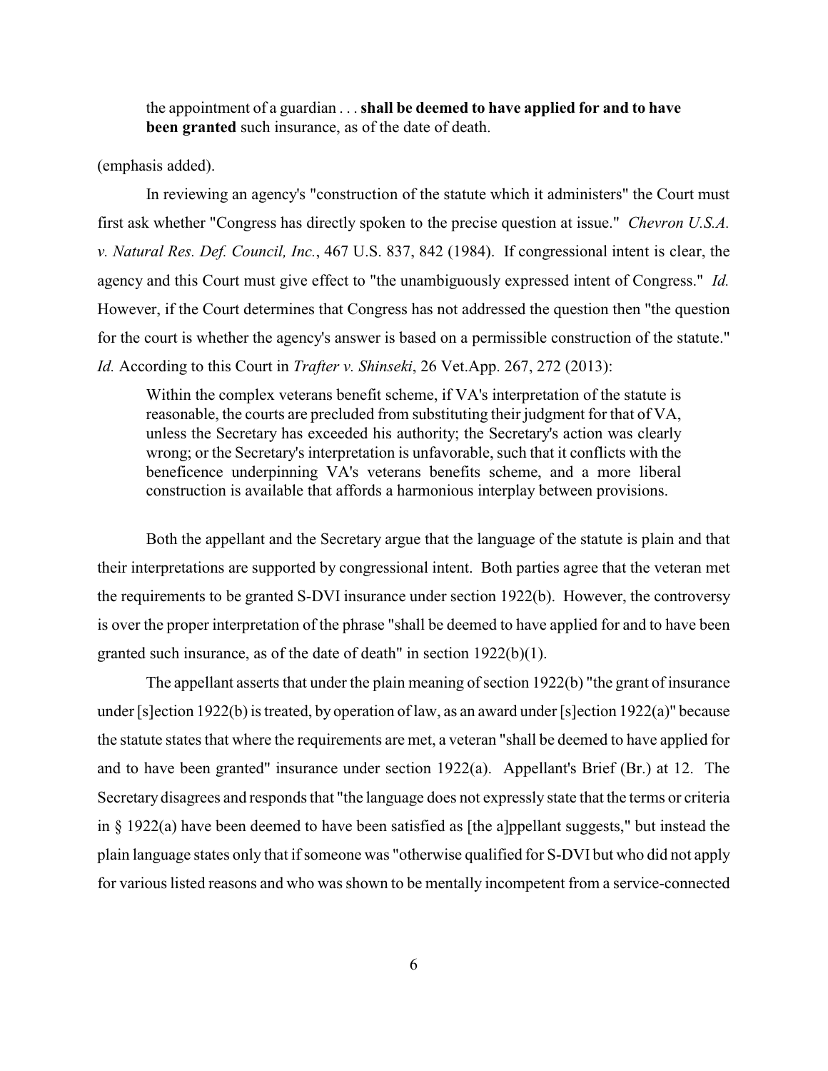> the appointment of a guardian . . . **shall be deemed to have applied for and to have been granted** such insurance, as of the date of death.

(emphasis added).

In reviewing an agency's "construction of the statute which it administers" the Court must first ask whether "Congress has directly spoken to the precise question at issue." *Chevron U.S.A. v. Natural Res. Def. Council, Inc.*, 467 U.S. 837, 842 (1984). If congressional intent is clear, the agency and this Court must give effect to "the unambiguously expressed intent of Congress." *Id.* However, if the Court determines that Congress has not addressed the question then "the question for the court is whether the agency's answer is based on a permissible construction of the statute." *Id.* According to this Court in *Trafter v. Shinseki*, 26 Vet.App. 267, 272 (2013):

> Within the complex veterans benefit scheme, if VA's interpretation of the statute is reasonable, the courts are precluded from substituting their judgment for that of VA, unless the Secretary has exceeded his authority; the Secretary's action was clearly wrong; or the Secretary's interpretation is unfavorable, such that it conflicts with the beneficence underpinning VA's veterans benefits scheme, and a more liberal construction is available that affords a harmonious interplay between provisions.

Both the appellant and the Secretary argue that the language of the statute is plain and that their interpretations are supported by congressional intent. Both parties agree that the veteran met the requirements to be granted S-DVI insurance under section 1922(b). However, the controversy is over the proper interpretation of the phrase "shall be deemed to have applied for and to have been granted such insurance, as of the date of death" in section 1922(b)(1).

The appellant asserts that under the plain meaning of section 1922(b) "the grant of insurance under [s]ection 1922(b) is treated, by operation of law, as an award under [s]ection 1922(a)" because the statute states that where the requirements are met, a veteran "shall be deemed to have applied for and to have been granted" insurance under section 1922(a). Appellant's Brief (Br.) at 12. The Secretary disagrees and responds that "the language does not expressly state that the terms or criteria in § 1922(a) have been deemed to have been satisfied as [the a]ppellant suggests," but instead the plain language states only that if someone was "otherwise qualified for S-DVI but who did not apply for various listed reasons and who was shown to be mentally incompetent from a service-connected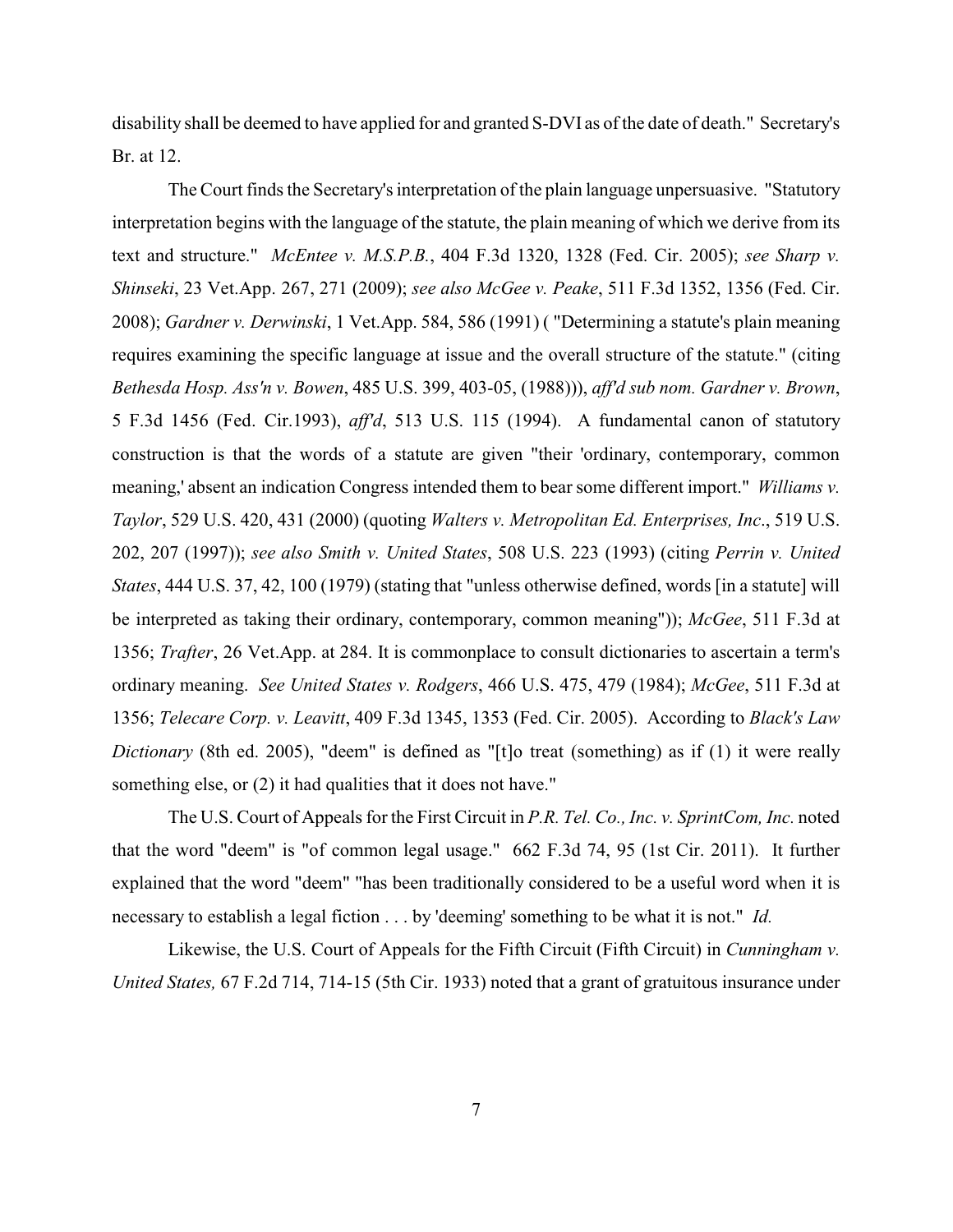disability shall be deemed to have applied for and granted S-DVI as of the date of death." Secretary's Br. at 12.

The Court finds the Secretary's interpretation of the plain language unpersuasive. "Statutory interpretation begins with the language of the statute, the plain meaning of which we derive from its text and structure." *McEntee v. M.S.P.B.*, 404 F.3d 1320, 1328 (Fed. Cir. 2005); *see Sharp v. Shinseki*, 23 Vet.App. 267, 271 (2009); *see also McGee v. Peake*, 511 F.3d 1352, 1356 (Fed. Cir. 2008); *Gardner v. Derwinski*, 1 Vet.App. 584, 586 (1991) ( "Determining a statute's plain meaning requires examining the specific language at issue and the overall structure of the statute." (citing *Bethesda Hosp. Ass'n v. Bowen*, 485 U.S. 399, 403-05, (1988))), *aff'd sub nom. Gardner v. Brown*, 5 F.3d 1456 (Fed. Cir.1993), *aff'd*, 513 U.S. 115 (1994). A fundamental canon of statutory construction is that the words of a statute are given "their 'ordinary, contemporary, common meaning,' absent an indication Congress intended them to bear some different import." *Williams v. Taylor*, 529 U.S. 420, 431 (2000) (quoting *Walters v. Metropolitan Ed. Enterprises, Inc*., 519 U.S. 202, 207 (1997)); *see also Smith v. United States*, 508 U.S. 223 (1993) (citing *Perrin v. United States*, 444 U.S. 37, 42, 100 (1979) (stating that "unless otherwise defined, words [in a statute] will be interpreted as taking their ordinary, contemporary, common meaning")); *McGee*, 511 F.3d at 1356; *Trafter*, 26 Vet.App. at 284. It is commonplace to consult dictionaries to ascertain a term's ordinary meaning. *See United States v. Rodgers*, 466 U.S. 475, 479 (1984); *McGee*, 511 F.3d at 1356; *Telecare Corp. v. Leavitt*, 409 F.3d 1345, 1353 (Fed. Cir. 2005). According to *Black's Law Dictionary* (8th ed. 2005), "deem" is defined as "[t]o treat (something) as if (1) it were really something else, or (2) it had qualities that it does not have."

The U.S. Court of Appeals for the First Circuit in *P.R. Tel. Co., Inc. v. SprintCom, Inc.* noted that the word "deem" is "of common legal usage." 662 F.3d 74, 95 (1st Cir. 2011). It further explained that the word "deem" "has been traditionally considered to be a useful word when it is necessary to establish a legal fiction . . . by 'deeming' something to be what it is not." *Id.*

Likewise, the U.S. Court of Appeals for the Fifth Circuit (Fifth Circuit) in *Cunningham v. United States,* 67 F.2d 714, 714-15 (5th Cir. 1933) noted that a grant of gratuitous insurance under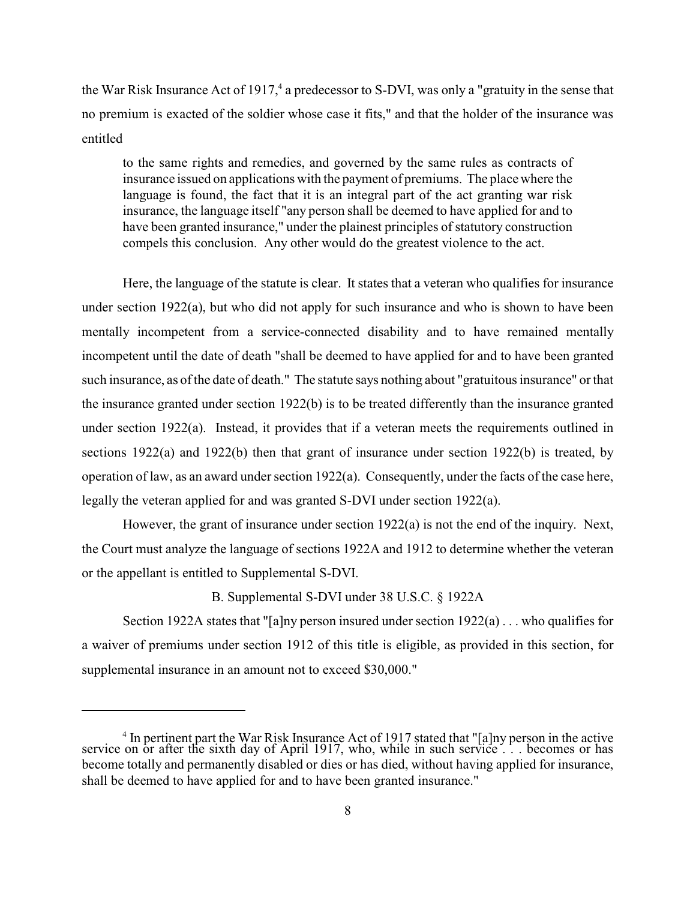the War Risk Insurance Act of 1917,[4] a predecessor to S-DVI, was only a "gratuity in the sense that no premium is exacted of the soldier whose case it fits," and that the holder of the insurance was entitled

> to the same rights and remedies, and governed by the same rules as contracts of insurance issued on applications with the payment of premiums. The place where the language is found, the fact that it is an integral part of the act granting war risk insurance, the language itself "any person shall be deemed to have applied for and to have been granted insurance," under the plainest principles of statutory construction compels this conclusion. Any other would do the greatest violence to the act.

Here, the language of the statute is clear. It states that a veteran who qualifies for insurance under section 1922(a), but who did not apply for such insurance and who is shown to have been mentally incompetent from a service-connected disability and to have remained mentally incompetent until the date of death "shall be deemed to have applied for and to have been granted such insurance, as of the date of death." The statute says nothing about "gratuitous insurance" or that the insurance granted under section 1922(b) is to be treated differently than the insurance granted under section 1922(a). Instead, it provides that if a veteran meets the requirements outlined in sections 1922(a) and 1922(b) then that grant of insurance under section 1922(b) is treated, by operation of law, as an award under section 1922(a). Consequently, under the facts of the case here, legally the veteran applied for and was granted S-DVI under section 1922(a).

However, the grant of insurance under section 1922(a) is not the end of the inquiry. Next, the Court must analyze the language of sections 1922A and 1912 to determine whether the veteran or the appellant is entitled to Supplemental S-DVI.

### B. Supplemental S-DVI under 38 U.S.C. § 1922A

Section 1922A states that "[a]ny person insured under section 1922(a) . . . who qualifies for a waiver of premiums under section 1912 of this title is eligible, as provided in this section, for supplemental insurance in an amount not to exceed $30,000."

---

[4] In pertinent part the War Risk Insurance Act of 1917 stated that "[a]ny person in the active service on or after the sixth day of April 1917, who, while in such service . . . becomes or has become totally and permanently disabled or dies or has died, without having applied for insurance, shall be deemed to have applied for and to have been granted insurance."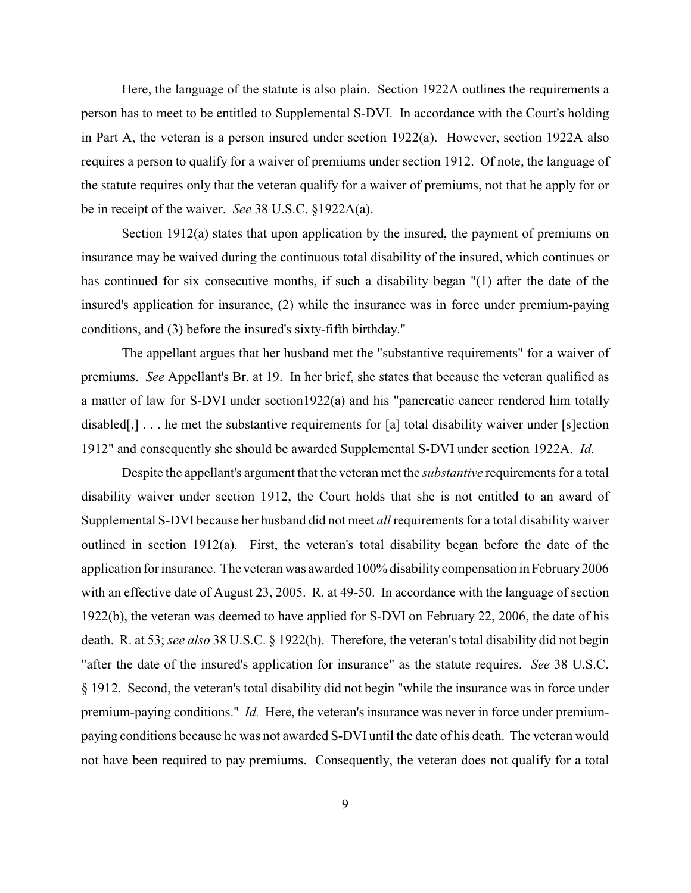Here, the language of the statute is also plain. Section 1922A outlines the requirements a person has to meet to be entitled to Supplemental S-DVI. In accordance with the Court's holding in Part A, the veteran is a person insured under section 1922(a). However, section 1922A also requires a person to qualify for a waiver of premiums under section 1912. Of note, the language of the statute requires only that the veteran qualify for a waiver of premiums, not that he apply for or be in receipt of the waiver. *See* 38 U.S.C. §1922A(a).

Section 1912(a) states that upon application by the insured, the payment of premiums on insurance may be waived during the continuous total disability of the insured, which continues or has continued for six consecutive months, if such a disability began "(1) after the date of the insured's application for insurance, (2) while the insurance was in force under premium-paying conditions, and (3) before the insured's sixty-fifth birthday."

The appellant argues that her husband met the "substantive requirements" for a waiver of premiums. *See* Appellant's Br. at 19. In her brief, she states that because the veteran qualified as a matter of law for S-DVI under section1922(a) and his "pancreatic cancer rendered him totally disabled[,] . . . he met the substantive requirements for [a] total disability waiver under [s]ection 1912" and consequently she should be awarded Supplemental S-DVI under section 1922A. *Id.*

Despite the appellant's argument that the veteran met the *substantive* requirements for a total disability waiver under section 1912, the Court holds that she is not entitled to an award of Supplemental S-DVI because her husband did not meet *all* requirements for a total disability waiver outlined in section 1912(a). First, the veteran's total disability began before the date of the application for insurance. The veteran was awarded 100% disability compensation in February 2006 with an effective date of August 23, 2005. R. at 49-50. In accordance with the language of section 1922(b), the veteran was deemed to have applied for S-DVI on February 22, 2006, the date of his death. R. at 53; *see also* 38 U.S.C. § 1922(b). Therefore, the veteran's total disability did not begin "after the date of the insured's application for insurance" as the statute requires. *See* 38 U.S.C. § 1912. Second, the veteran's total disability did not begin "while the insurance was in force under premium-paying conditions." *Id.* Here, the veteran's insurance was never in force under premium-paying conditions because he was not awarded S-DVI until the date of his death. The veteran would not have been required to pay premiums. Consequently, the veteran does not qualify for a total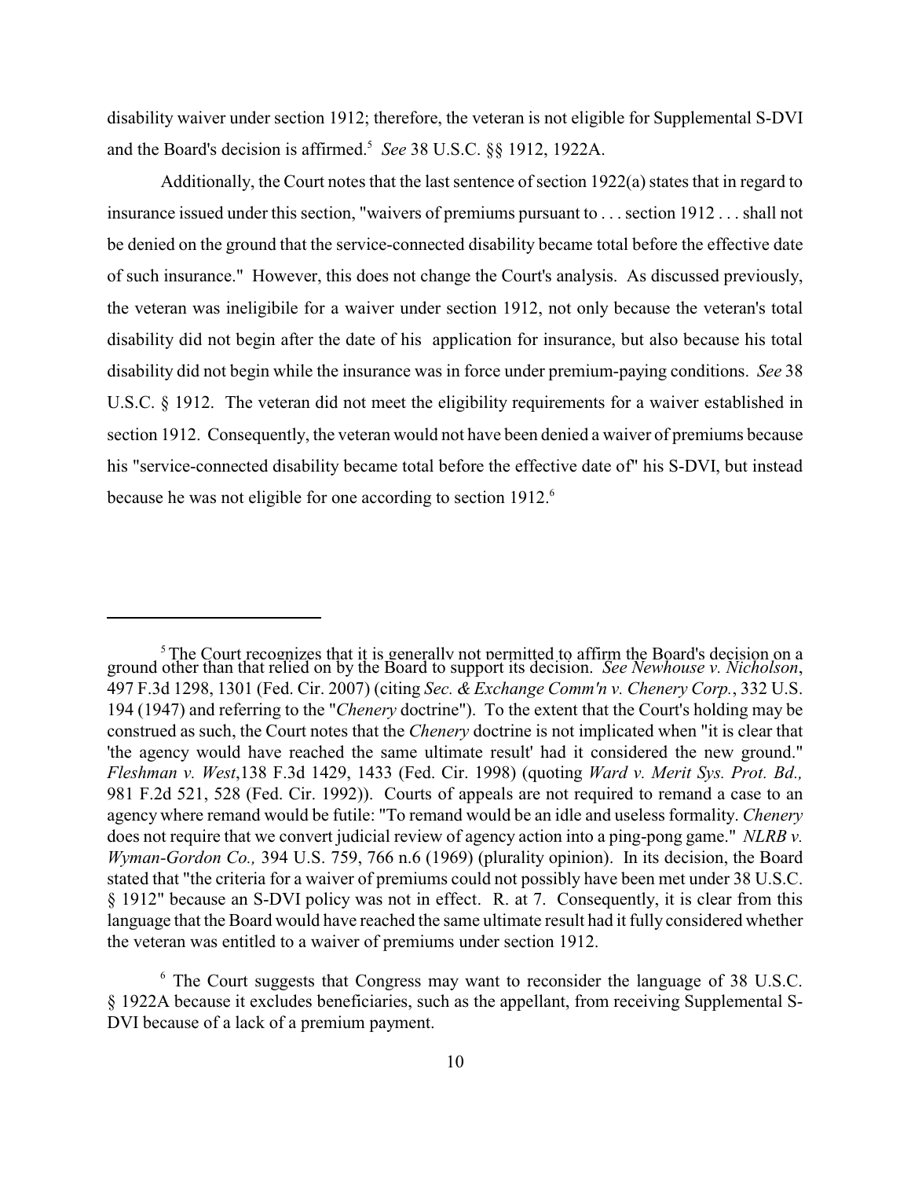disability waiver under section 1912; therefore, the veteran is not eligible for Supplemental S-DVI and the Board's decision is affirmed.[5] *See* 38 U.S.C. §§ 1912, 1922A.

Additionally, the Court notes that the last sentence of section 1922(a) states that in regard to insurance issued under this section, "waivers of premiums pursuant to . . . section 1912 . . . shall not be denied on the ground that the service-connected disability became total before the effective date of such insurance." However, this does not change the Court's analysis. As discussed previously, the veteran was ineligibile for a waiver under section 1912, not only because the veteran's total disability did not begin after the date of his application for insurance, but also because his total disability did not begin while the insurance was in force under premium-paying conditions. *See* 38 U.S.C. § 1912. The veteran did not meet the eligibility requirements for a waiver established in section 1912. Consequently, the veteran would not have been denied a waiver of premiums because his "service-connected disability became total before the effective date of" his S-DVI, but instead because he was not eligible for one according to section 1912.[6]

---

[5] The Court recognizes that it is generally not permitted to affirm the Board's decision on a ground other than that relied on by the Board to support its decision. *See Newhouse v. Nicholson*, 497 F.3d 1298, 1301 (Fed. Cir. 2007) (citing *Sec. & Exchange Comm'n v. Chenery Corp.*, 332 U.S. 194 (1947) and referring to the "*Chenery* doctrine"). To the extent that the Court's holding may be construed as such, the Court notes that the *Chenery* doctrine is not implicated when "it is clear that 'the agency would have reached the same ultimate result' had it considered the new ground." *Fleshman v. West*,138 F.3d 1429, 1433 (Fed. Cir. 1998) (quoting *Ward v. Merit Sys. Prot. Bd.,* 981 F.2d 521, 528 (Fed. Cir. 1992)). Courts of appeals are not required to remand a case to an agency where remand would be futile: "To remand would be an idle and useless formality. *Chenery* does not require that we convert judicial review of agency action into a ping-pong game." *NLRB v. Wyman-Gordon Co.,* 394 U.S. 759, 766 n.6 (1969) (plurality opinion). In its decision, the Board stated that "the criteria for a waiver of premiums could not possibly have been met under 38 U.S.C. § 1912" because an S-DVI policy was not in effect. R. at 7. Consequently, it is clear from this language that the Board would have reached the same ultimate result had it fully considered whether the veteran was entitled to a waiver of premiums under section 1912.

[6] The Court suggests that Congress may want to reconsider the language of 38 U.S.C. § 1922A because it excludes beneficiaries, such as the appellant, from receiving Supplemental S-DVI because of a lack of a premium payment.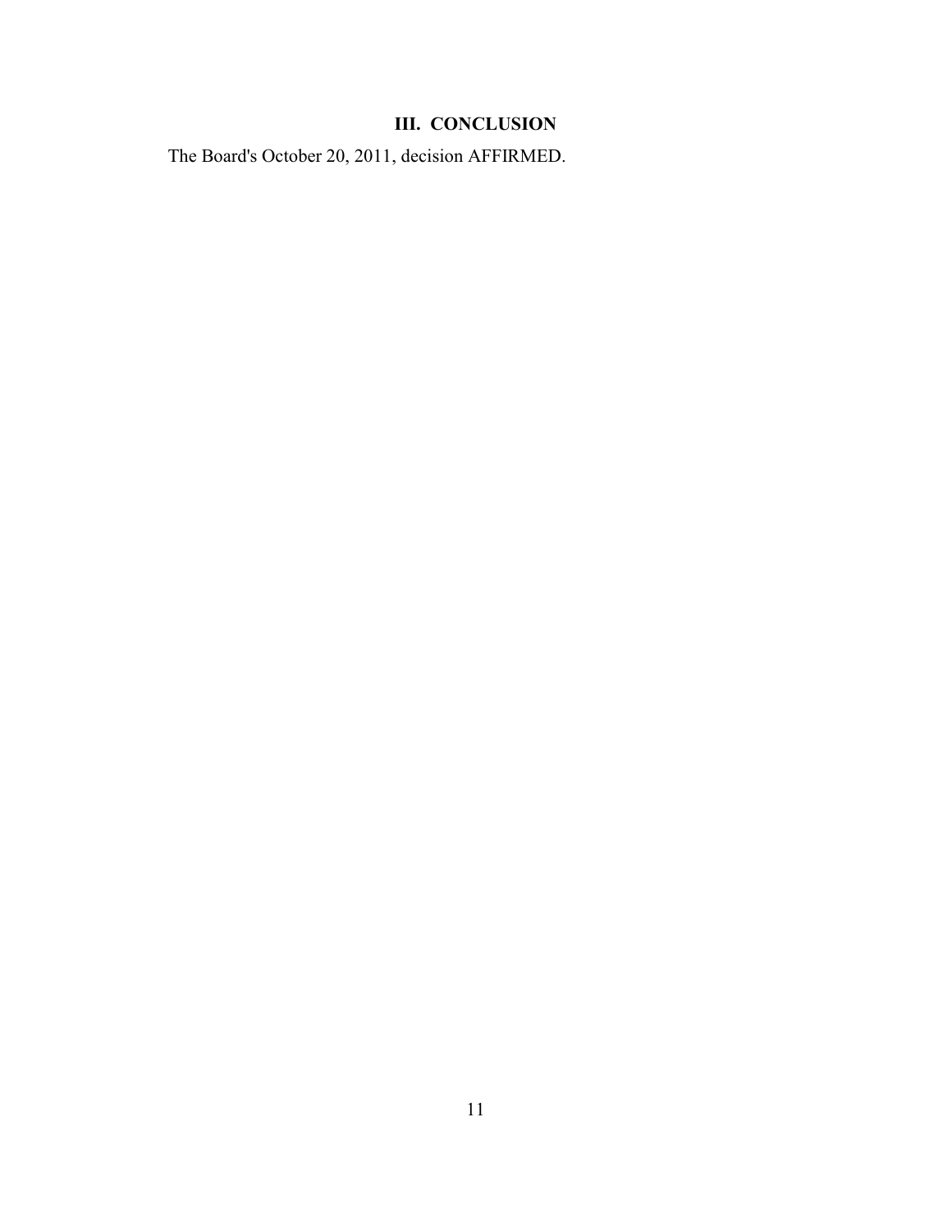## III. CONCLUSION

The Board's October 20, 2011, decision AFFIRMED.